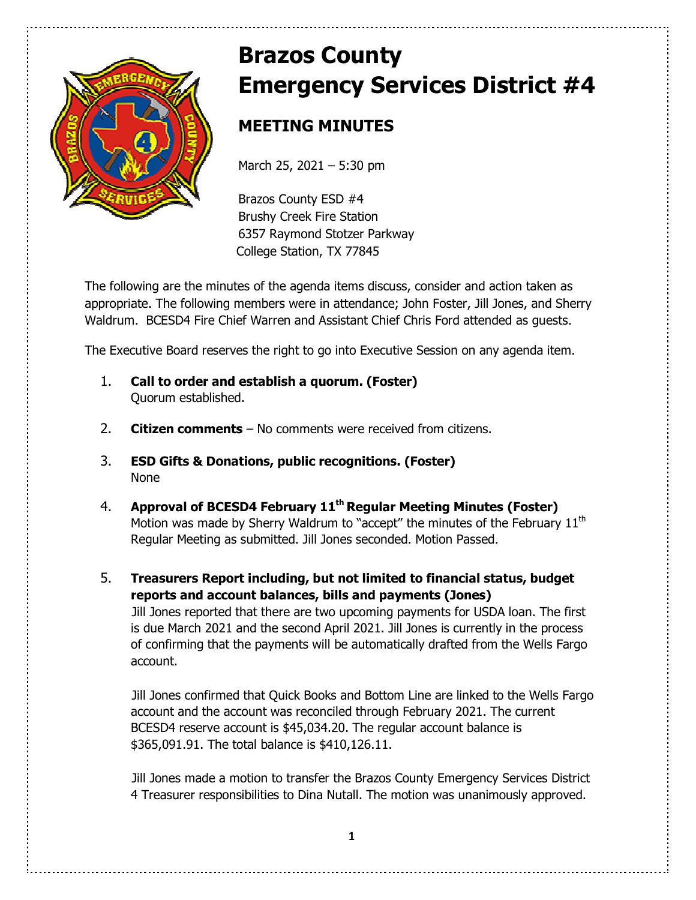# Brazos County Emergency Services District #4

## MEETING MINUTES

March 25, 2021 – 5:30 pm

Brazos County ESD #4
Brushy Creek Fire Station
6357 Raymond Stotzer Parkway
College Station, TX 77845

The following are the minutes of the agenda items discuss, consider and action taken as appropriate. The following members were in attendance; John Foster, Jill Jones, and Sherry Waldrum. BCESD4 Fire Chief Warren and Assistant Chief Chris Ford attended as guests.

The Executive Board reserves the right to go into Executive Session on any agenda item.

1. **Call to order and establish a quorum. (Foster)**
   Quorum established.

2. **Citizen comments** – No comments were received from citizens.

3. **ESD Gifts & Donations, public recognitions. (Foster)**
   None

4. **Approval of BCESD4 February 11th Regular Meeting Minutes (Foster)**
   Motion was made by Sherry Waldrum to "accept" the minutes of the February 11th Regular Meeting as submitted. Jill Jones seconded. Motion Passed.

5. **Treasurers Report including, but not limited to financial status, budget reports and account balances, bills and payments (Jones)**
   Jill Jones reported that there are two upcoming payments for USDA loan. The first is due March 2021 and the second April 2021. Jill Jones is currently in the process of confirming that the payments will be automatically drafted from the Wells Fargo account.

   Jill Jones confirmed that Quick Books and Bottom Line are linked to the Wells Fargo account and the account was reconciled through February 2021. The current BCESD4 reserve account is $45,034.20. The regular account balance is $365,091.91. The total balance is $410,126.11.

   Jill Jones made a motion to transfer the Brazos County Emergency Services District 4 Treasurer responsibilities to Dina Nutall. The motion was unanimously approved.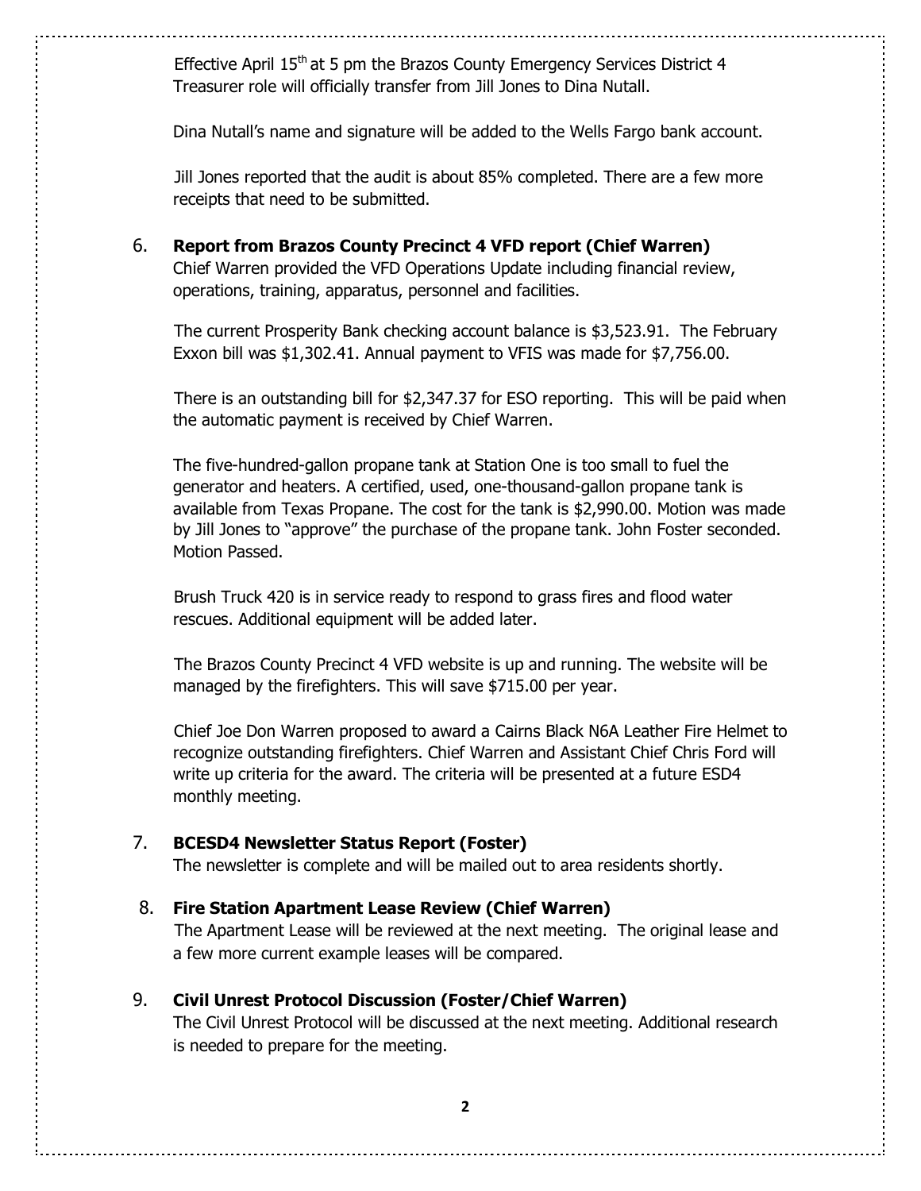Effective April 15th at 5 pm the Brazos County Emergency Services District 4 Treasurer role will officially transfer from Jill Jones to Dina Nutall.

Dina Nutall's name and signature will be added to the Wells Fargo bank account.

Jill Jones reported that the audit is about 85% completed. There are a few more receipts that need to be submitted.

6. **Report from Brazos County Precinct 4 VFD report (Chief Warren)**
   Chief Warren provided the VFD Operations Update including financial review, operations, training, apparatus, personnel and facilities.

   The current Prosperity Bank checking account balance is $3,523.91. The February Exxon bill was $1,302.41. Annual payment to VFIS was made for $7,756.00.

   There is an outstanding bill for $2,347.37 for ESO reporting. This will be paid when the automatic payment is received by Chief Warren.

   The five-hundred-gallon propane tank at Station One is too small to fuel the generator and heaters. A certified, used, one-thousand-gallon propane tank is available from Texas Propane. The cost for the tank is $2,990.00. Motion was made by Jill Jones to "approve" the purchase of the propane tank. John Foster seconded. Motion Passed.

   Brush Truck 420 is in service ready to respond to grass fires and flood water rescues. Additional equipment will be added later.

   The Brazos County Precinct 4 VFD website is up and running. The website will be managed by the firefighters. This will save $715.00 per year.

   Chief Joe Don Warren proposed to award a Cairns Black N6A Leather Fire Helmet to recognize outstanding firefighters. Chief Warren and Assistant Chief Chris Ford will write up criteria for the award. The criteria will be presented at a future ESD4 monthly meeting.

7. **BCESD4 Newsletter Status Report (Foster)**
   The newsletter is complete and will be mailed out to area residents shortly.

8. **Fire Station Apartment Lease Review (Chief Warren)**
   The Apartment Lease will be reviewed at the next meeting. The original lease and a few more current example leases will be compared.

9. **Civil Unrest Protocol Discussion (Foster/Chief Warren)**
   The Civil Unrest Protocol will be discussed at the next meeting. Additional research is needed to prepare for the meeting.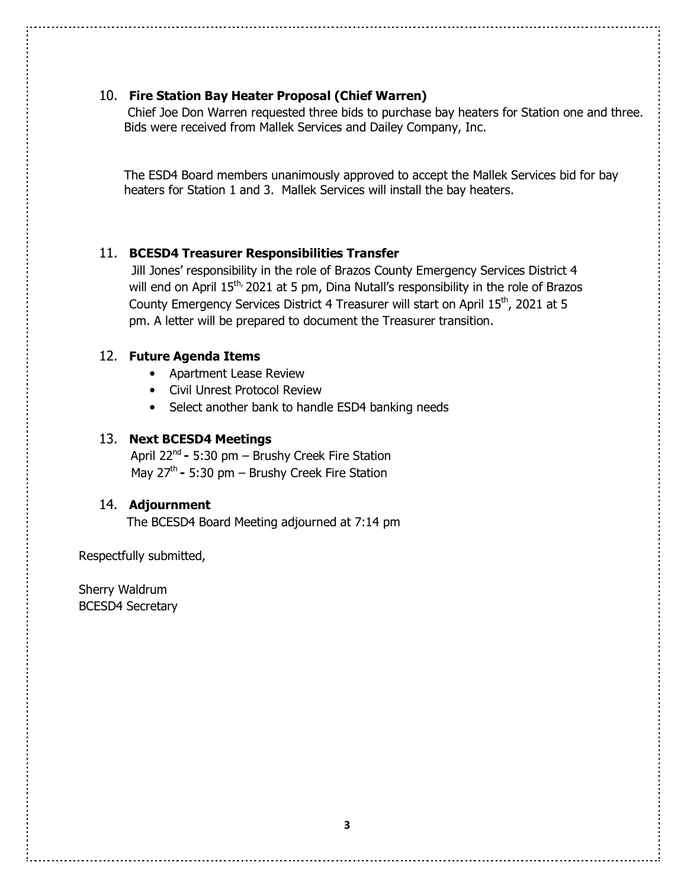10. **Fire Station Bay Heater Proposal (Chief Warren)**

Chief Joe Don Warren requested three bids to purchase bay heaters for Station one and three. Bids were received from Mallek Services and Dailey Company, Inc.

The ESD4 Board members unanimously approved to accept the Mallek Services bid for bay heaters for Station 1 and 3. Mallek Services will install the bay heaters.

11. **BCESD4 Treasurer Responsibilities Transfer**

Jill Jones' responsibility in the role of Brazos County Emergency Services District 4 will end on April 15th, 2021 at 5 pm, Dina Nutall's responsibility in the role of Brazos County Emergency Services District 4 Treasurer will start on April 15th, 2021 at 5 pm. A letter will be prepared to document the Treasurer transition.

12. **Future Agenda Items**

- Apartment Lease Review
- Civil Unrest Protocol Review
- Select another bank to handle ESD4 banking needs

13. **Next BCESD4 Meetings**

April 22nd - 5:30 pm – Brushy Creek Fire Station
May 27th - 5:30 pm – Brushy Creek Fire Station

14. **Adjournment**

The BCESD4 Board Meeting adjourned at 7:14 pm

Respectfully submitted,

Sherry Waldrum
BCESD4 Secretary